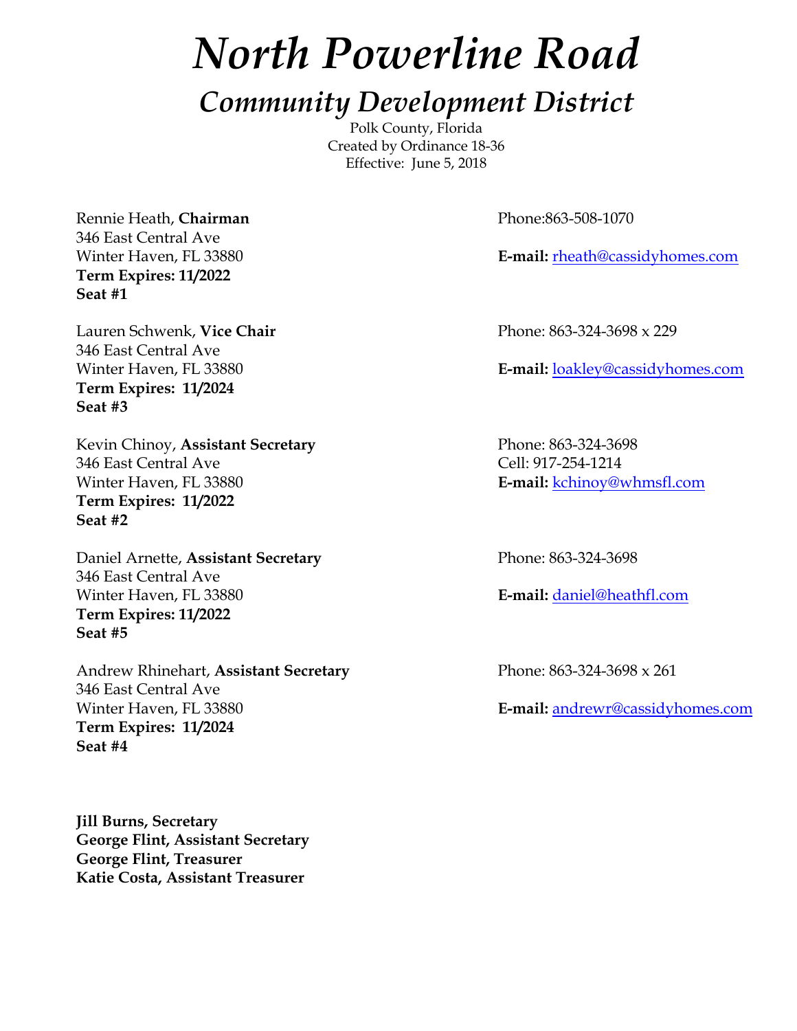# *North Powerline Road*

## *Community Development District*

Polk County, Florida
Created by Ordinance 18-36
Effective: June 5, 2018

Rennie Heath, **Chairman**
346 East Central Ave
Winter Haven, FL 33880
**Term Expires: 11/2022**
**Seat #1**

Phone:863-508-1070
**E-mail:** rheath@cassidyhomes.com

Lauren Schwenk, **Vice Chair**
346 East Central Ave
Winter Haven, FL 33880
**Term Expires: 11/2024**
**Seat #3**

Phone: 863-324-3698 x 229
**E-mail:** loakley@cassidyhomes.com

Kevin Chinoy, **Assistant Secretary**
346 East Central Ave
Winter Haven, FL 33880
**Term Expires: 11/2022**
**Seat #2**

Phone: 863-324-3698
Cell: 917-254-1214
**E-mail:** kchinoy@whmsfl.com

Daniel Arnette, **Assistant Secretary**
346 East Central Ave
Winter Haven, FL 33880
**Term Expires: 11/2022**
**Seat #5**

Phone: 863-324-3698
**E-mail:** daniel@heathfl.com

Andrew Rhinehart, **Assistant Secretary**
346 East Central Ave
Winter Haven, FL 33880
**Term Expires: 11/2024**
**Seat #4**

Phone: 863-324-3698 x 261
**E-mail:** andrewr@cassidyhomes.com

**Jill Burns, Secretary**
**George Flint, Assistant Secretary**
**George Flint, Treasurer**
**Katie Costa, Assistant Treasurer**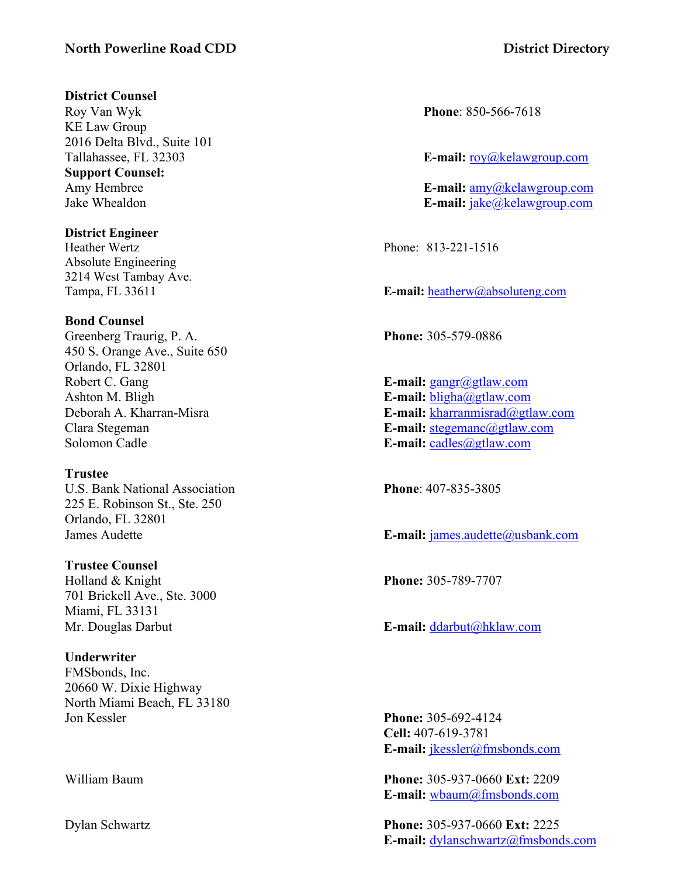**North Powerline Road CDD** **District Directory**

**District Counsel**
Roy Van Wyk — **Phone**: 850-566-7618
KE Law Group
2016 Delta Blvd., Suite 101
Tallahassee, FL 32303 — **E-mail:** roy@kelawgroup.com

**Support Counsel:**
Amy Hembree — **E-mail:** amy@kelawgroup.com
Jake Whealdon — **E-mail:** jake@kelawgroup.com

**District Engineer**
Heather Wertz — Phone: 813-221-1516
Absolute Engineering
3214 West Tambay Ave.
Tampa, FL 33611 — **E-mail:** heatherw@absoluteng.com

**Bond Counsel**
Greenberg Traurig, P. A. — **Phone:** 305-579-0886
450 S. Orange Ave., Suite 650
Orlando, FL 32801
Robert C. Gang — **E-mail:** gangr@gtlaw.com
Ashton M. Bligh — **E-mail:** bligha@gtlaw.com
Deborah A. Kharran-Misra — **E-mail:** kharranmisrad@gtlaw.com
Clara Stegeman — **E-mail:** stegemanc@gtlaw.com
Solomon Cadle — **E-mail:** cadles@gtlaw.com

**Trustee**
U.S. Bank National Association — **Phone**: 407-835-3805
225 E. Robinson St., Ste. 250
Orlando, FL 32801
James Audette — **E-mail:** james.audette@usbank.com

**Trustee Counsel**
Holland & Knight — **Phone:** 305-789-7707
701 Brickell Ave., Ste. 3000
Miami, FL 33131
Mr. Douglas Darbut — **E-mail:** ddarbut@hklaw.com

**Underwriter**
FMSbonds, Inc.
20660 W. Dixie Highway
North Miami Beach, FL 33180

Jon Kessler — **Phone:** 305-692-4124
**Cell:** 407-619-3781
**E-mail:** jkessler@fmsbonds.com

William Baum — **Phone:** 305-937-0660 **Ext:** 2209
**E-mail:** wbaum@fmsbonds.com

Dylan Schwartz — **Phone:** 305-937-0660 **Ext:** 2225
**E-mail:** dylanschwartz@fmsbonds.com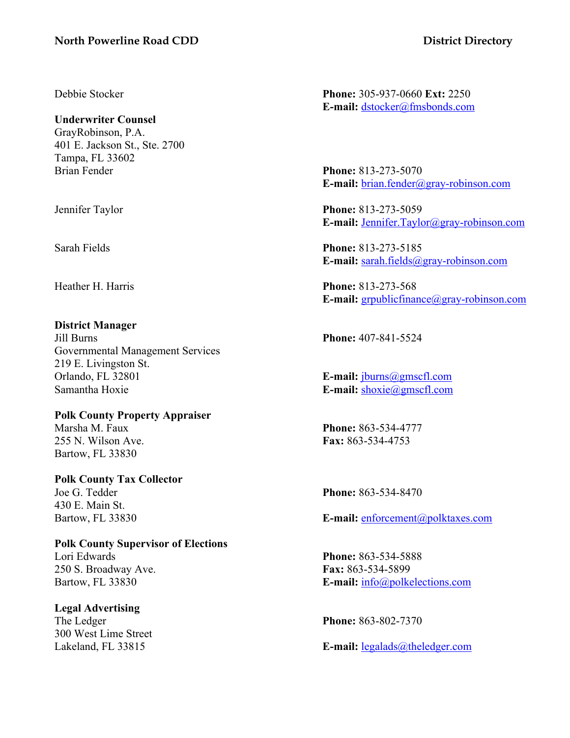Debbie Stocker

**Phone:** 305-937-0660 **Ext:** 2250
**E-mail:** dstocker@fmsbonds.com

**Underwriter Counsel**
GrayRobinson, P.A.
401 E. Jackson St., Ste. 2700
Tampa, FL 33602

Brian Fender
**Phone:** 813-273-5070
**E-mail:** brian.fender@gray-robinson.com

Jennifer Taylor
**Phone:** 813-273-5059
**E-mail:** Jennifer.Taylor@gray-robinson.com

Sarah Fields
**Phone:** 813-273-5185
**E-mail:** sarah.fields@gray-robinson.com

Heather H. Harris
**Phone:** 813-273-568
**E-mail:** grpublicfinance@gray-robinson.com

**District Manager**
Jill Burns
Governmental Management Services
219 E. Livingston St.
Orlando, FL 32801

**Phone:** 407-841-5524
**E-mail:** jburns@gmscfl.com

Samantha Hoxie
**E-mail:** shoxie@gmscfl.com

**Polk County Property Appraiser**
Marsha M. Faux
255 N. Wilson Ave.
Bartow, FL 33830

**Phone:** 863-534-4777
**Fax:** 863-534-4753

**Polk County Tax Collector**
Joe G. Tedder
430 E. Main St.
Bartow, FL 33830

**Phone:** 863-534-8470
**E-mail:** enforcement@polktaxes.com

**Polk County Supervisor of Elections**
Lori Edwards
250 S. Broadway Ave.
Bartow, FL 33830

**Phone:** 863-534-5888
**Fax:** 863-534-5899
**E-mail:** info@polkelections.com

**Legal Advertising**
The Ledger
300 West Lime Street
Lakeland, FL 33815

**Phone:** 863-802-7370
**E-mail:** legalads@theledger.com